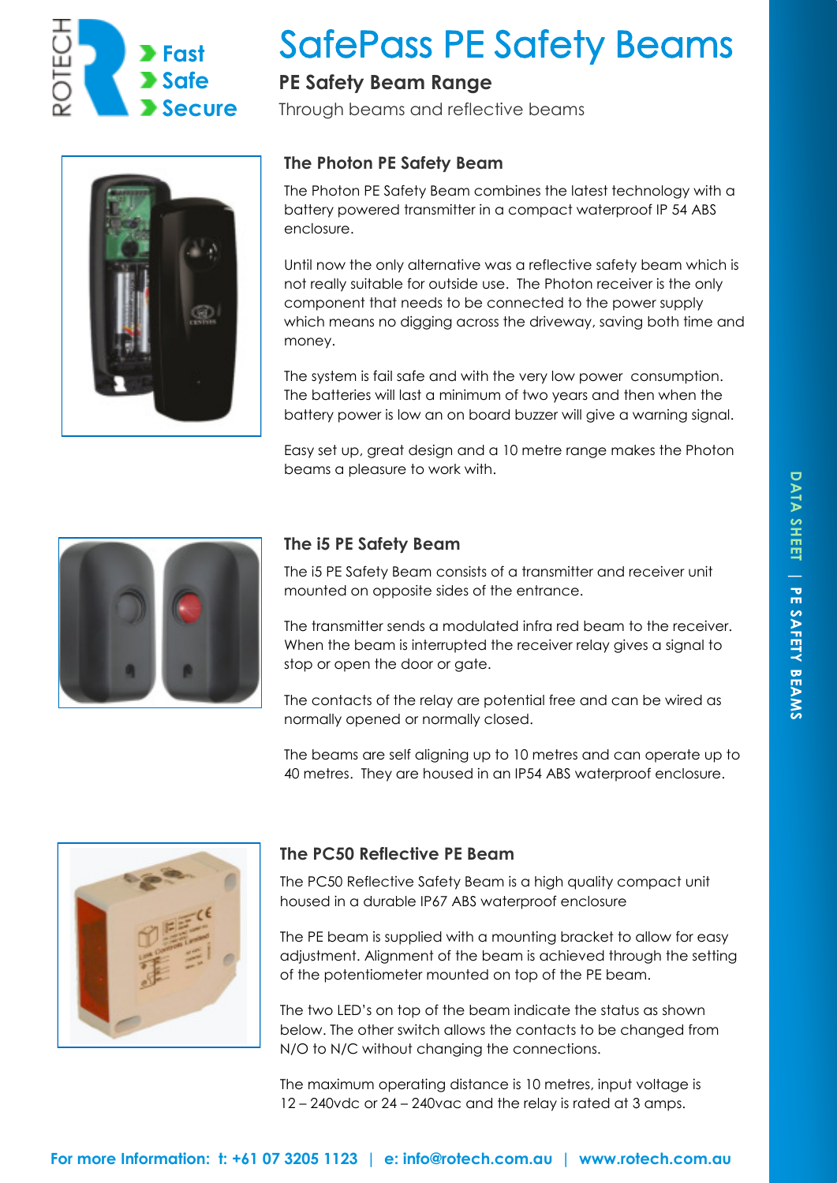ROTECH
Fast
Safe
Secure

# SafePass PE Safety Beams

## PE Safety Beam Range

Through beams and reflective beams

### The Photon PE Safety Beam

The Photon PE Safety Beam combines the latest technology with a battery powered transmitter in a compact waterproof IP 54 ABS enclosure.

Until now the only alternative was a reflective safety beam which is not really suitable for outside use. The Photon receiver is the only component that needs to be connected to the power supply which means no digging across the driveway, saving both time and money.

The system is fail safe and with the very low power consumption. The batteries will last a minimum of two years and then when the battery power is low an on board buzzer will give a warning signal.

Easy set up, great design and a 10 metre range makes the Photon beams a pleasure to work with.

### The i5 PE Safety Beam

The i5 PE Safety Beam consists of a transmitter and receiver unit mounted on opposite sides of the entrance.

The transmitter sends a modulated infra red beam to the receiver. When the beam is interrupted the receiver relay gives a signal to stop or open the door or gate.

The contacts of the relay are potential free and can be wired as normally opened or normally closed.

The beams are self aligning up to 10 metres and can operate up to 40 metres. They are housed in an IP54 ABS waterproof enclosure.

### The PC50 Reflective PE Beam

The PC50 Reflective Safety Beam is a high quality compact unit housed in a durable IP67 ABS waterproof enclosure

The PE beam is supplied with a mounting bracket to allow for easy adjustment. Alignment of the beam is achieved through the setting of the potentiometer mounted on top of the PE beam.

The two LED's on top of the beam indicate the status as shown below. The other switch allows the contacts to be changed from N/O to N/C without changing the connections.

The maximum operating distance is 10 metres, input voltage is 12 – 240vdc or 24 – 240vac and the relay is rated at 3 amps.

DATA SHEET | PE SAFETY BEAMS

For more Information: t: +61 07 3205 1123 | e: info@rotech.com.au | www.rotech.com.au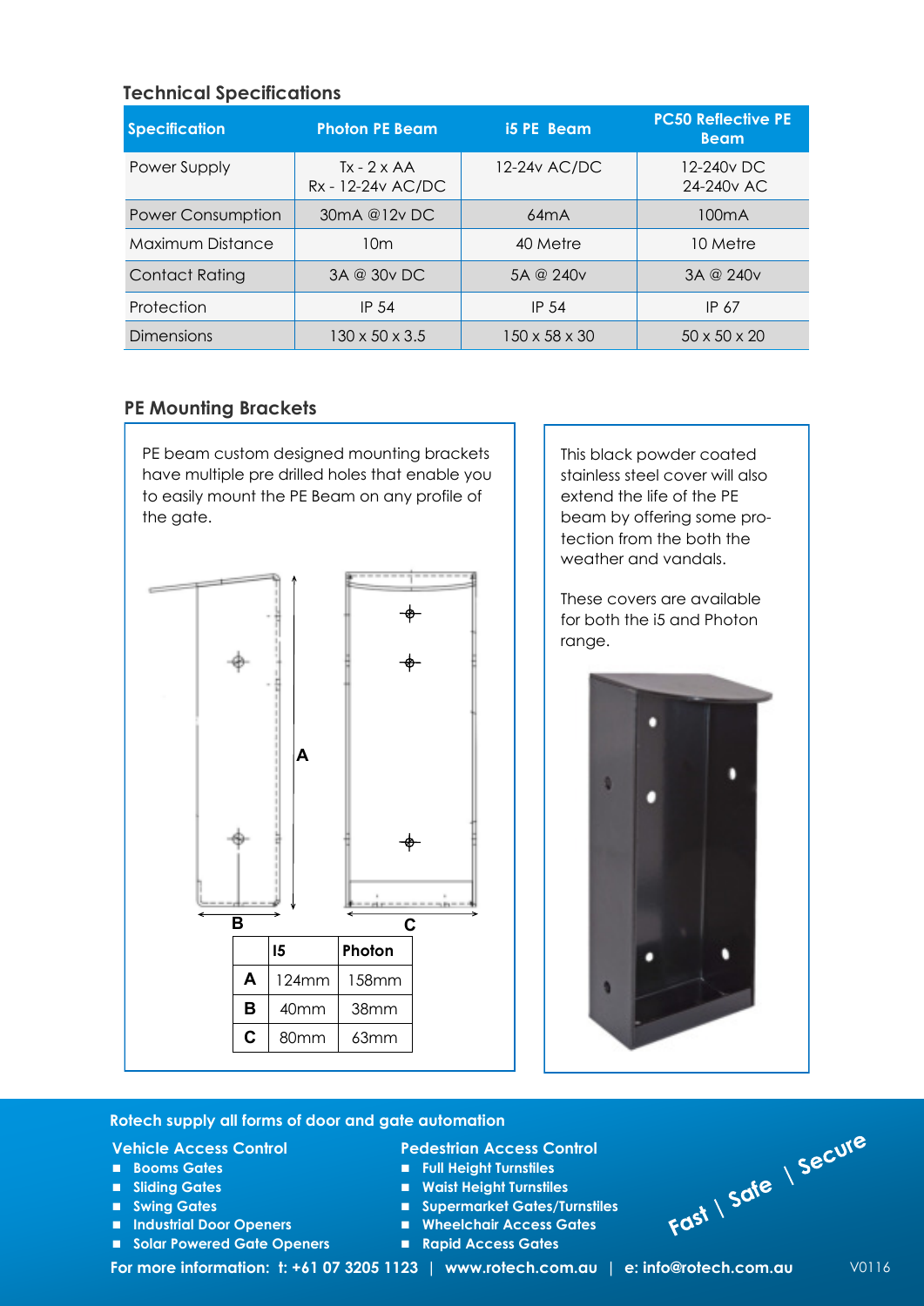## Technical Specifications

| Specification | Photon PE Beam | i5 PE Beam | PC50 Reflective PE Beam |
|---|---|---|---|
| Power Supply | Tx - 2 x AA<br>Rx - 12-24v AC/DC | 12-24v AC/DC | 12-240v DC<br>24-240v AC |
| Power Consumption | 30mA @12v DC | 64mA | 100mA |
| Maximum Distance | 10m | 40 Metre | 10 Metre |
| Contact Rating | 3A @ 30v DC | 5A @ 240v | 3A @ 240v |
| Protection | IP 54 | IP 54 | IP 67 |
| Dimensions | 130 x 50 x 3.5 | 150 x 58 x 30 | 50 x 50 x 20 |

## PE Mounting Brackets

PE beam custom designed mounting brackets have multiple pre drilled holes that enable you to easily mount the PE Beam on any profile of the gate.

A

B

C

| | I5 | Photon |
|---|---|---|
| A | 124mm | 158mm |
| B | 40mm | 38mm |
| C | 80mm | 63mm |

This black powder coated stainless steel cover will also extend the life of the PE beam by offering some protection from the both the weather and vandals.

These covers are available for both the i5 and Photon range.

**Rotech supply all forms of door and gate automation**

**Vehicle Access Control**

- Booms Gates
- Sliding Gates
- Swing Gates
- Industrial Door Openers
- Solar Powered Gate Openers

**Pedestrian Access Control**

- Full Height Turnstiles
- Waist Height Turnstiles
- Supermarket Gates/Turnstiles
- Wheelchair Access Gates
- Rapid Access Gates

Fast | Safe | Secure

**For more information: t: +61 07 3205 1123 | www.rotech.com.au | e: info@rotech.com.au**

V0116